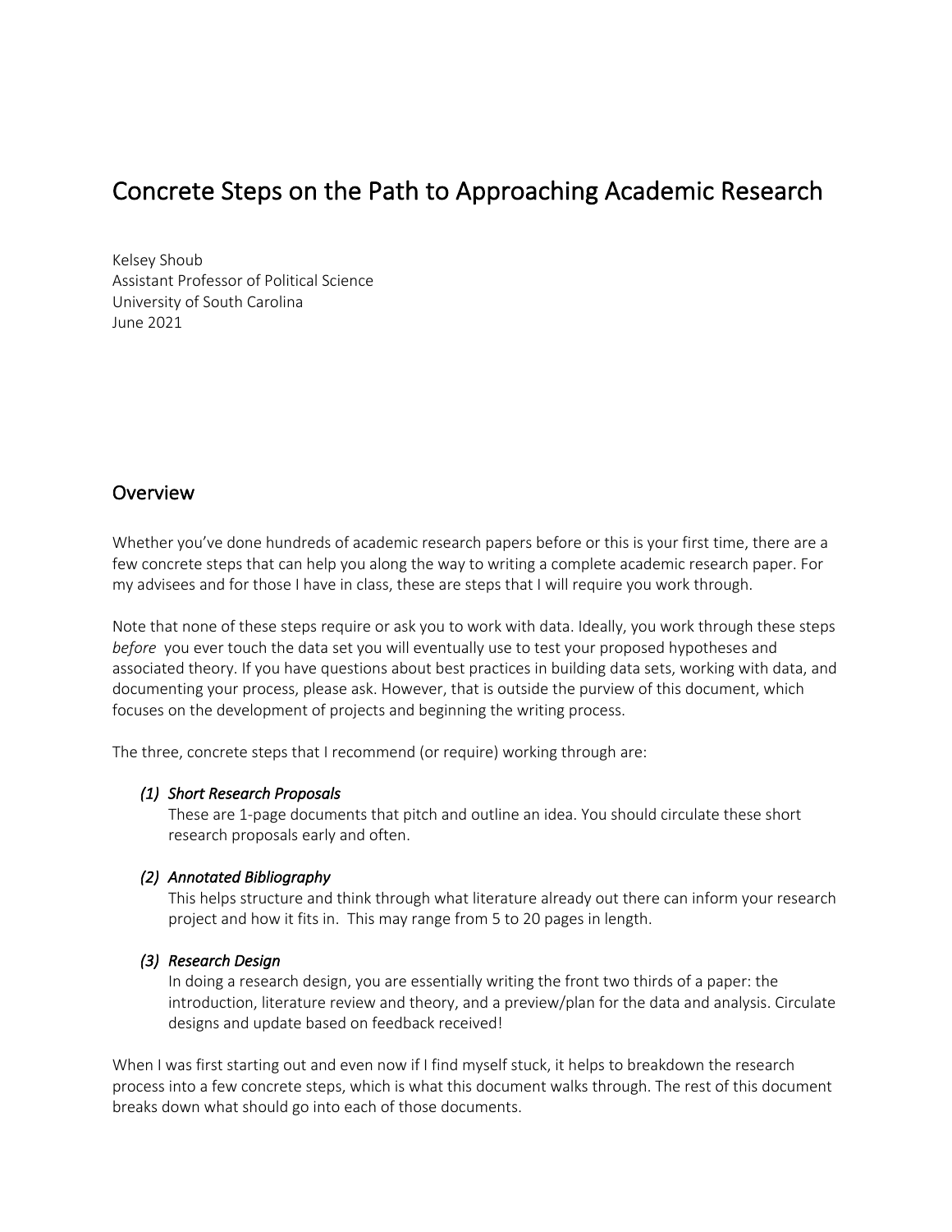# Concrete Steps on the Path to Approaching Academic Research

Kelsey Shoub
Assistant Professor of Political Science
University of South Carolina
June 2021

## Overview

Whether you've done hundreds of academic research papers before or this is your first time, there are a few concrete steps that can help you along the way to writing a complete academic research paper. For my advisees and for those I have in class, these are steps that I will require you work through.

Note that none of these steps require or ask you to work with data. Ideally, you work through these steps *before* you ever touch the data set you will eventually use to test your proposed hypotheses and associated theory. If you have questions about best practices in building data sets, working with data, and documenting your process, please ask. However, that is outside the purview of this document, which focuses on the development of projects and beginning the writing process.

The three, concrete steps that I recommend (or require) working through are:

*(1) Short Research Proposals*
These are 1-page documents that pitch and outline an idea. You should circulate these short research proposals early and often.

*(2) Annotated Bibliography*
This helps structure and think through what literature already out there can inform your research project and how it fits in. This may range from 5 to 20 pages in length.

*(3) Research Design*
In doing a research design, you are essentially writing the front two thirds of a paper: the introduction, literature review and theory, and a preview/plan for the data and analysis. Circulate designs and update based on feedback received!

When I was first starting out and even now if I find myself stuck, it helps to breakdown the research process into a few concrete steps, which is what this document walks through. The rest of this document breaks down what should go into each of those documents.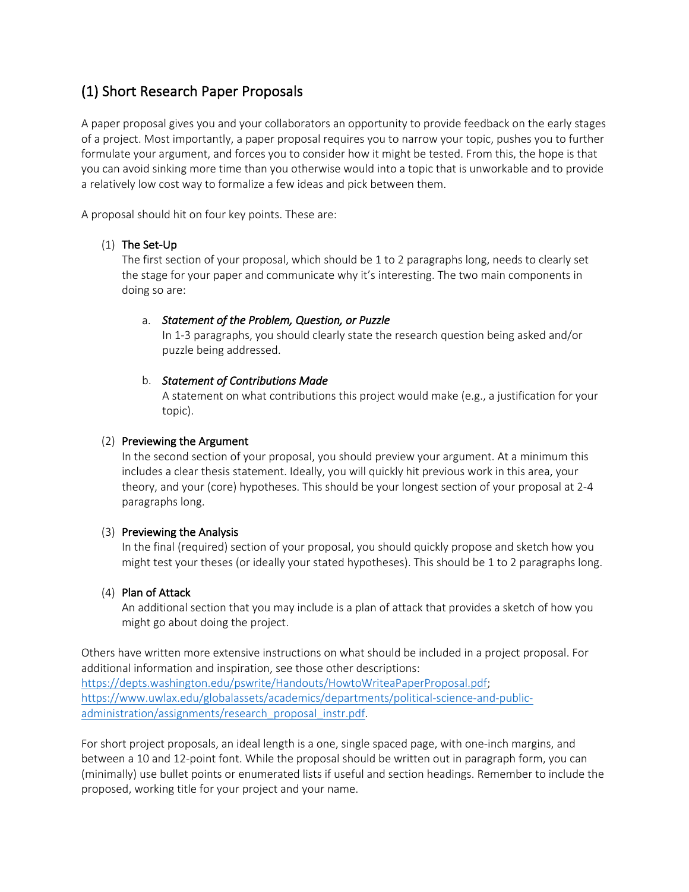## (1) Short Research Paper Proposals

A paper proposal gives you and your collaborators an opportunity to provide feedback on the early stages of a project. Most importantly, a paper proposal requires you to narrow your topic, pushes you to further formulate your argument, and forces you to consider how it might be tested. From this, the hope is that you can avoid sinking more time than you otherwise would into a topic that is unworkable and to provide a relatively low cost way to formalize a few ideas and pick between them.

A proposal should hit on four key points. These are:

(1) **The Set-Up**
The first section of your proposal, which should be 1 to 2 paragraphs long, needs to clearly set the stage for your paper and communicate why it's interesting. The two main components in doing so are:

a. ***Statement of the Problem, Question, or Puzzle***
In 1-3 paragraphs, you should clearly state the research question being asked and/or puzzle being addressed.

b. ***Statement of Contributions Made***
A statement on what contributions this project would make (e.g., a justification for your topic).

(2) **Previewing the Argument**
In the second section of your proposal, you should preview your argument. At a minimum this includes a clear thesis statement. Ideally, you will quickly hit previous work in this area, your theory, and your (core) hypotheses. This should be your longest section of your proposal at 2-4 paragraphs long.

(3) **Previewing the Analysis**
In the final (required) section of your proposal, you should quickly propose and sketch how you might test your theses (or ideally your stated hypotheses). This should be 1 to 2 paragraphs long.

(4) **Plan of Attack**
An additional section that you may include is a plan of attack that provides a sketch of how you might go about doing the project.

Others have written more extensive instructions on what should be included in a project proposal. For additional information and inspiration, see those other descriptions:
https://depts.washington.edu/pswrite/Handouts/HowtoWriteaPaperProposal.pdf;
https://www.uwlax.edu/globalassets/academics/departments/political-science-and-public-administration/assignments/research_proposal_instr.pdf.

For short project proposals, an ideal length is a one, single spaced page, with one-inch margins, and between a 10 and 12-point font. While the proposal should be written out in paragraph form, you can (minimally) use bullet points or enumerated lists if useful and section headings. Remember to include the proposed, working title for your project and your name.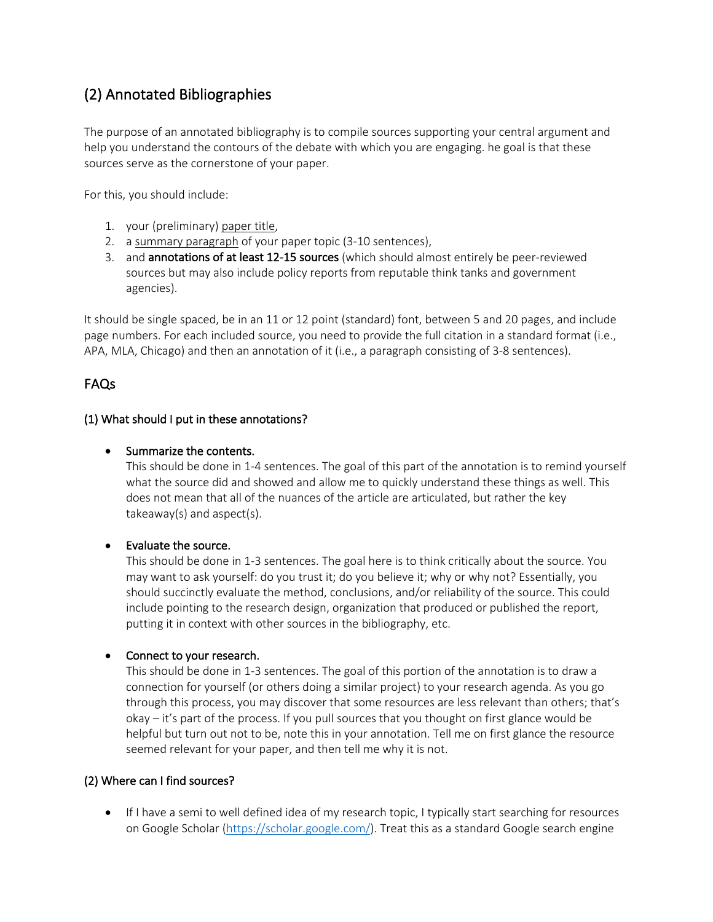## (2) Annotated Bibliographies

The purpose of an annotated bibliography is to compile sources supporting your central argument and help you understand the contours of the debate with which you are engaging. he goal is that these sources serve as the cornerstone of your paper.

For this, you should include:

1. your (preliminary) paper title,
2. a summary paragraph of your paper topic (3-10 sentences),
3. and **annotations of at least 12-15 sources** (which should almost entirely be peer-reviewed sources but may also include policy reports from reputable think tanks and government agencies).

It should be single spaced, be in an 11 or 12 point (standard) font, between 5 and 20 pages, and include page numbers. For each included source, you need to provide the full citation in a standard format (i.e., APA, MLA, Chicago) and then an annotation of it (i.e., a paragraph consisting of 3-8 sentences).

## FAQs

### (1) What should I put in these annotations?

- Summarize the contents.
  This should be done in 1-4 sentences. The goal of this part of the annotation is to remind yourself what the source did and showed and allow me to quickly understand these things as well. This does not mean that all of the nuances of the article are articulated, but rather the key takeaway(s) and aspect(s).

- Evaluate the source.
  This should be done in 1-3 sentences. The goal here is to think critically about the source. You may want to ask yourself: do you trust it; do you believe it; why or why not? Essentially, you should succinctly evaluate the method, conclusions, and/or reliability of the source. This could include pointing to the research design, organization that produced or published the report, putting it in context with other sources in the bibliography, etc.

- Connect to your research.
  This should be done in 1-3 sentences. The goal of this portion of the annotation is to draw a connection for yourself (or others doing a similar project) to your research agenda. As you go through this process, you may discover that some resources are less relevant than others; that's okay – it's part of the process. If you pull sources that you thought on first glance would be helpful but turn out not to be, note this in your annotation. Tell me on first glance the resource seemed relevant for your paper, and then tell me why it is not.

### (2) Where can I find sources?

- If I have a semi to well defined idea of my research topic, I typically start searching for resources on Google Scholar (https://scholar.google.com/). Treat this as a standard Google search engine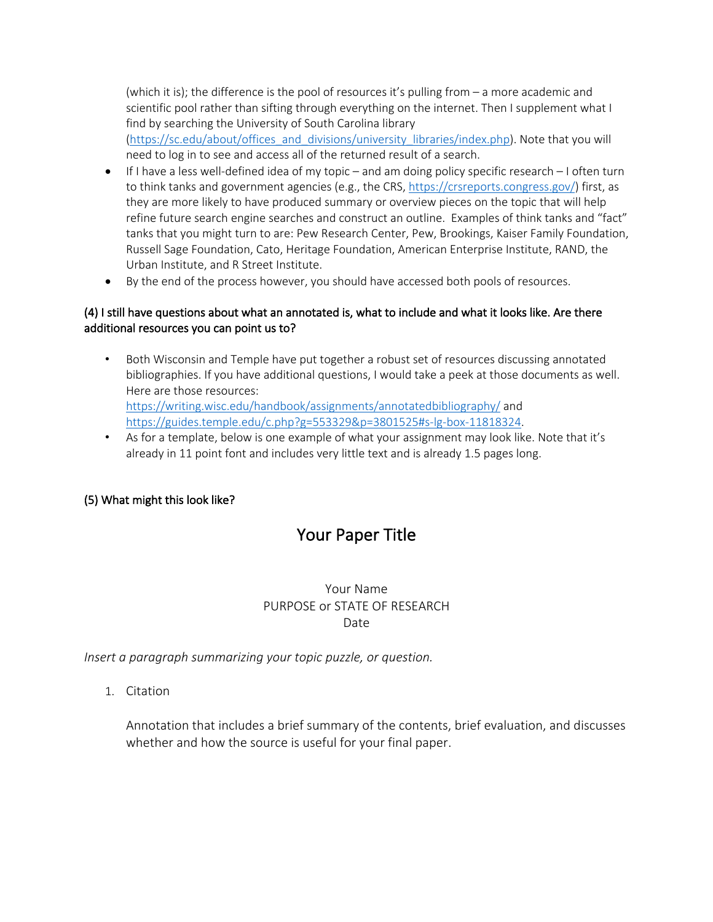(which it is); the difference is the pool of resources it's pulling from – a more academic and scientific pool rather than sifting through everything on the internet. Then I supplement what I find by searching the University of South Carolina library (https://sc.edu/about/offices_and_divisions/university_libraries/index.php). Note that you will need to log in to see and access all of the returned result of a search.

- If I have a less well-defined idea of my topic – and am doing policy specific research – I often turn to think tanks and government agencies (e.g., the CRS, https://crsreports.congress.gov/) first, as they are more likely to have produced summary or overview pieces on the topic that will help refine future search engine searches and construct an outline. Examples of think tanks and "fact" tanks that you might turn to are: Pew Research Center, Pew, Brookings, Kaiser Family Foundation, Russell Sage Foundation, Cato, Heritage Foundation, American Enterprise Institute, RAND, the Urban Institute, and R Street Institute.
- By the end of the process however, you should have accessed both pools of resources.

#### (4) I still have questions about what an annotated is, what to include and what it looks like. Are there additional resources you can point us to?

- Both Wisconsin and Temple have put together a robust set of resources discussing annotated bibliographies. If you have additional questions, I would take a peek at those documents as well. Here are those resources: https://writing.wisc.edu/handbook/assignments/annotatedbibliography/ and https://guides.temple.edu/c.php?g=553329&p=3801525#s-lg-box-11818324.
- As for a template, below is one example of what your assignment may look like. Note that it's already in 11 point font and includes very little text and is already 1.5 pages long.

#### (5) What might this look like?

## Your Paper Title

Your Name
PURPOSE or STATE OF RESEARCH
Date

*Insert a paragraph summarizing your topic puzzle, or question.*

1. Citation

   Annotation that includes a brief summary of the contents, brief evaluation, and discusses whether and how the source is useful for your final paper.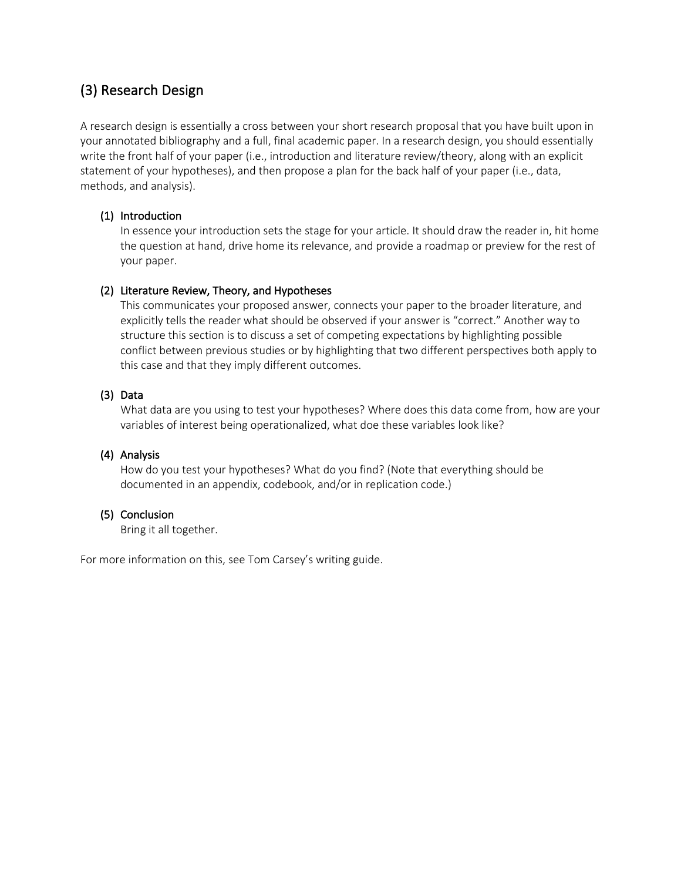## (3) Research Design

A research design is essentially a cross between your short research proposal that you have built upon in your annotated bibliography and a full, final academic paper. In a research design, you should essentially write the front half of your paper (i.e., introduction and literature review/theory, along with an explicit statement of your hypotheses), and then propose a plan for the back half of your paper (i.e., data, methods, and analysis).

(1) Introduction
In essence your introduction sets the stage for your article. It should draw the reader in, hit home the question at hand, drive home its relevance, and provide a roadmap or preview for the rest of your paper.

(2) Literature Review, Theory, and Hypotheses
This communicates your proposed answer, connects your paper to the broader literature, and explicitly tells the reader what should be observed if your answer is "correct." Another way to structure this section is to discuss a set of competing expectations by highlighting possible conflict between previous studies or by highlighting that two different perspectives both apply to this case and that they imply different outcomes.

(3) Data
What data are you using to test your hypotheses? Where does this data come from, how are your variables of interest being operationalized, what doe these variables look like?

(4) Analysis
How do you test your hypotheses? What do you find? (Note that everything should be documented in an appendix, codebook, and/or in replication code.)

(5) Conclusion
Bring it all together.

For more information on this, see Tom Carsey's writing guide.